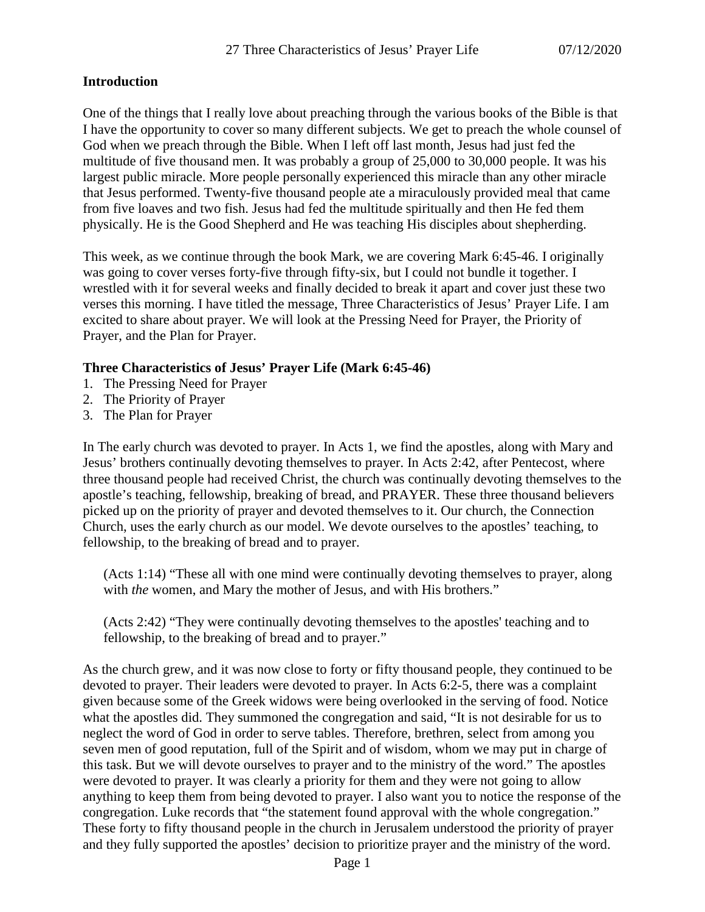## Introduction

One of the things that I really love about preaching through the various books of the Bible is that I have the opportunity to cover so many different subjects. We get to preach the whole counsel of God when we preach through the Bible. When I left off last month, Jesus had just fed the multitude of five thousand men. It was probably a group of 25,000 to 30,000 people. It was his largest public miracle. More people personally experienced this miracle than any other miracle that Jesus performed. Twenty-five thousand people ate a miraculously provided meal that came from five loaves and two fish. Jesus had fed the multitude spiritually and then He fed them physically. He is the Good Shepherd and He was teaching His disciples about shepherding.

This week, as we continue through the book Mark, we are covering Mark 6:45-46. I originally was going to cover verses forty-five through fifty-six, but I could not bundle it together. I wrestled with it for several weeks and finally decided to break it apart and cover just these two verses this morning. I have titled the message, Three Characteristics of Jesus' Prayer Life. I am excited to share about prayer. We will look at the Pressing Need for Prayer, the Priority of Prayer, and the Plan for Prayer.

**Three Characteristics of Jesus' Prayer Life (Mark 6:45-46)**

1. The Pressing Need for Prayer
2. The Priority of Prayer
3. The Plan for Prayer

In The early church was devoted to prayer. In Acts 1, we find the apostles, along with Mary and Jesus' brothers continually devoting themselves to prayer. In Acts 2:42, after Pentecost, where three thousand people had received Christ, the church was continually devoting themselves to the apostle's teaching, fellowship, breaking of bread, and PRAYER. These three thousand believers picked up on the priority of prayer and devoted themselves to it. Our church, the Connection Church, uses the early church as our model. We devote ourselves to the apostles' teaching, to fellowship, to the breaking of bread and to prayer.

> (Acts 1:14) "These all with one mind were continually devoting themselves to prayer, along with *the* women, and Mary the mother of Jesus, and with His brothers."

> (Acts 2:42) "They were continually devoting themselves to the apostles' teaching and to fellowship, to the breaking of bread and to prayer."

As the church grew, and it was now close to forty or fifty thousand people, they continued to be devoted to prayer. Their leaders were devoted to prayer. In Acts 6:2-5, there was a complaint given because some of the Greek widows were being overlooked in the serving of food. Notice what the apostles did. They summoned the congregation and said, "It is not desirable for us to neglect the word of God in order to serve tables. Therefore, brethren, select from among you seven men of good reputation, full of the Spirit and of wisdom, whom we may put in charge of this task. But we will devote ourselves to prayer and to the ministry of the word." The apostles were devoted to prayer. It was clearly a priority for them and they were not going to allow anything to keep them from being devoted to prayer. I also want you to notice the response of the congregation. Luke records that "the statement found approval with the whole congregation." These forty to fifty thousand people in the church in Jerusalem understood the priority of prayer and they fully supported the apostles' decision to prioritize prayer and the ministry of the word.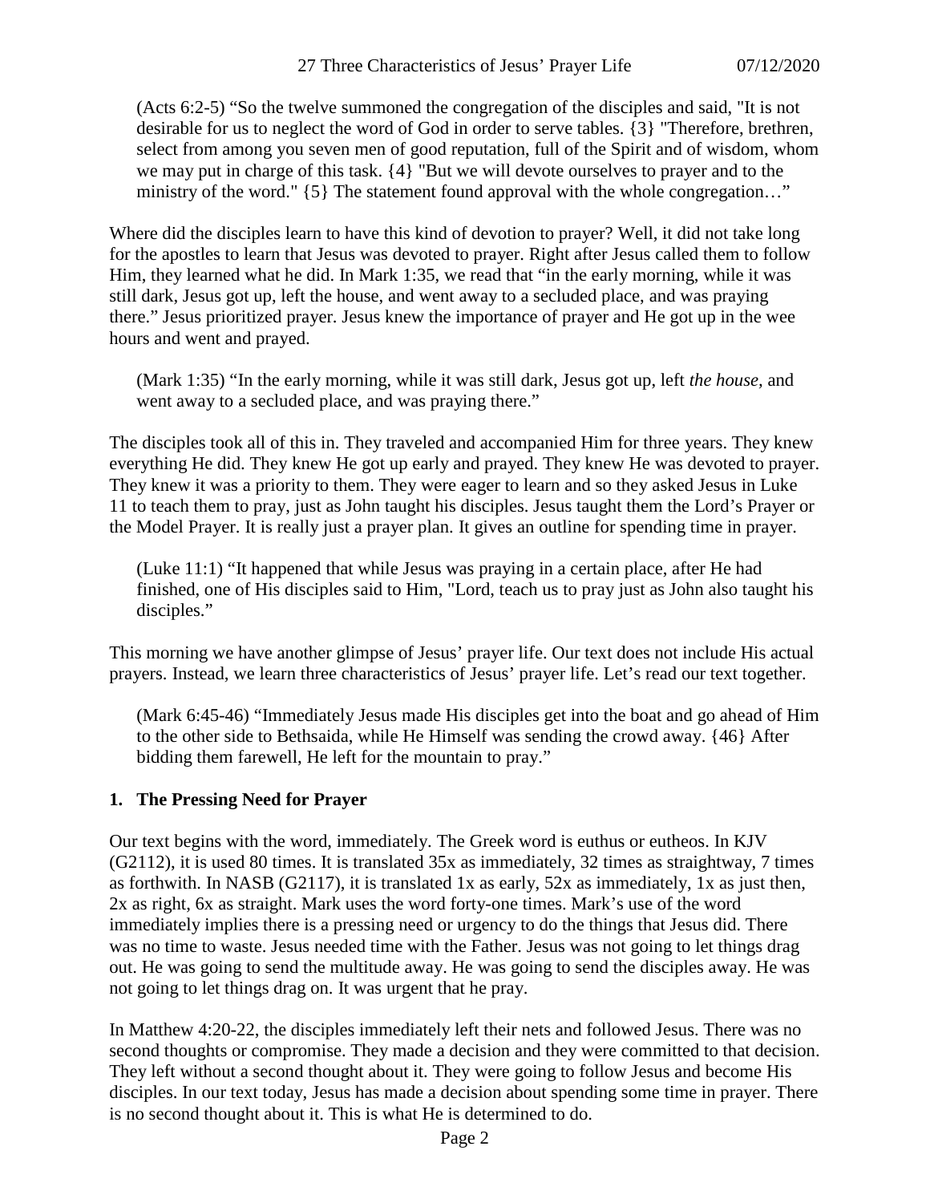> (Acts 6:2-5) "So the twelve summoned the congregation of the disciples and said, "It is not desirable for us to neglect the word of God in order to serve tables. {3} "Therefore, brethren, select from among you seven men of good reputation, full of the Spirit and of wisdom, whom we may put in charge of this task. {4} "But we will devote ourselves to prayer and to the ministry of the word." {5} The statement found approval with the whole congregation…"

Where did the disciples learn to have this kind of devotion to prayer? Well, it did not take long for the apostles to learn that Jesus was devoted to prayer. Right after Jesus called them to follow Him, they learned what he did. In Mark 1:35, we read that "in the early morning, while it was still dark, Jesus got up, left the house, and went away to a secluded place, and was praying there." Jesus prioritized prayer. Jesus knew the importance of prayer and He got up in the wee hours and went and prayed.

> (Mark 1:35) "In the early morning, while it was still dark, Jesus got up, left *the house,* and went away to a secluded place, and was praying there."

The disciples took all of this in. They traveled and accompanied Him for three years. They knew everything He did. They knew He got up early and prayed. They knew He was devoted to prayer. They knew it was a priority to them. They were eager to learn and so they asked Jesus in Luke 11 to teach them to pray, just as John taught his disciples. Jesus taught them the Lord's Prayer or the Model Prayer. It is really just a prayer plan. It gives an outline for spending time in prayer.

> (Luke 11:1) "It happened that while Jesus was praying in a certain place, after He had finished, one of His disciples said to Him, "Lord, teach us to pray just as John also taught his disciples."

This morning we have another glimpse of Jesus' prayer life. Our text does not include His actual prayers. Instead, we learn three characteristics of Jesus' prayer life. Let's read our text together.

> (Mark 6:45-46) "Immediately Jesus made His disciples get into the boat and go ahead of Him to the other side to Bethsaida, while He Himself was sending the crowd away. {46} After bidding them farewell, He left for the mountain to pray."

### 1. The Pressing Need for Prayer

Our text begins with the word, immediately. The Greek word is euthus or eutheos. In KJV (G2112), it is used 80 times. It is translated 35x as immediately, 32 times as straightway, 7 times as forthwith. In NASB (G2117), it is translated 1x as early, 52x as immediately, 1x as just then, 2x as right, 6x as straight. Mark uses the word forty-one times. Mark's use of the word immediately implies there is a pressing need or urgency to do the things that Jesus did. There was no time to waste. Jesus needed time with the Father. Jesus was not going to let things drag out. He was going to send the multitude away. He was going to send the disciples away. He was not going to let things drag on. It was urgent that he pray.

In Matthew 4:20-22, the disciples immediately left their nets and followed Jesus. There was no second thoughts or compromise. They made a decision and they were committed to that decision. They left without a second thought about it. They were going to follow Jesus and become His disciples. In our text today, Jesus has made a decision about spending some time in prayer. There is no second thought about it. This is what He is determined to do.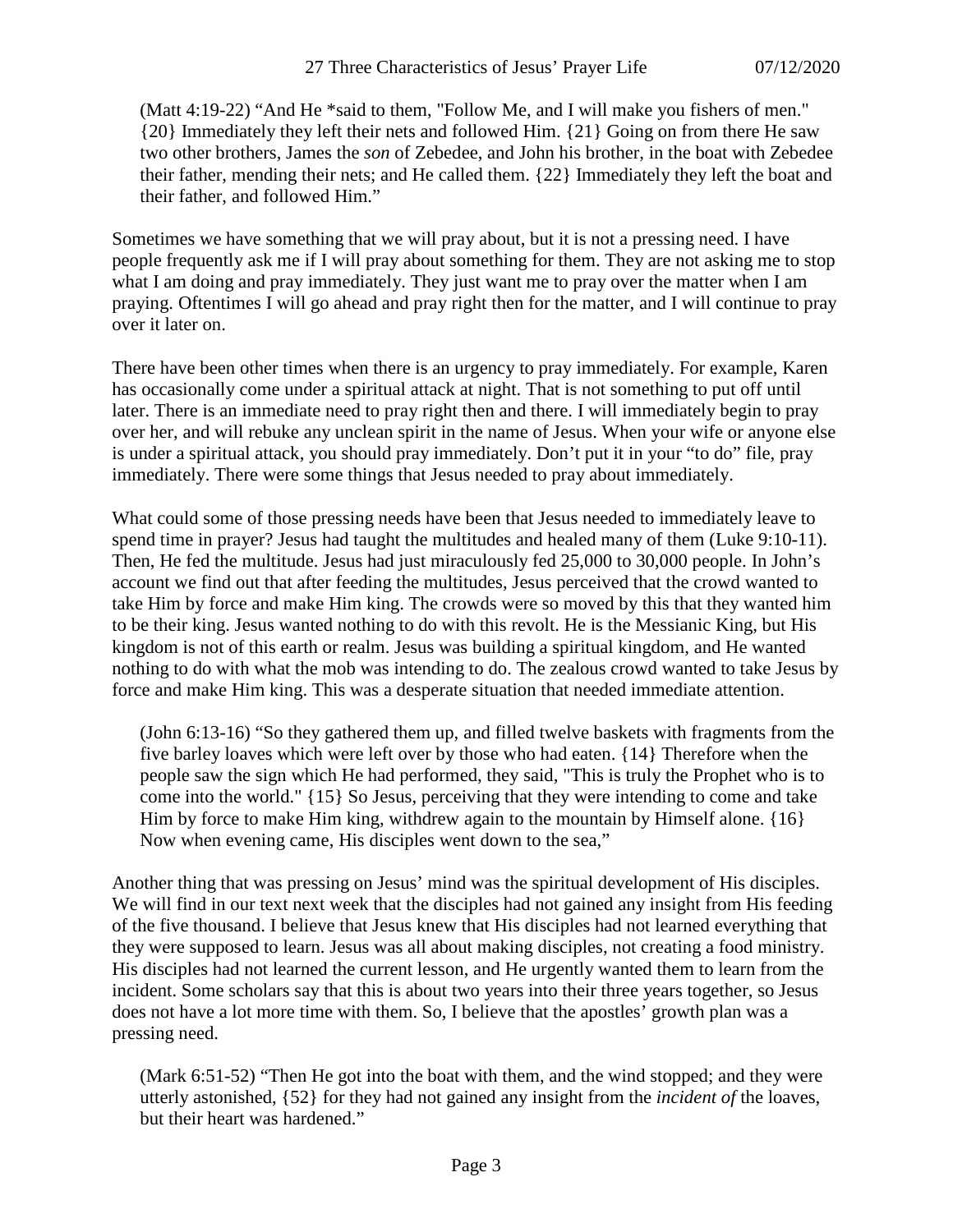> (Matt 4:19-22) “And He *said to them, "Follow Me, and I will make you fishers of men." {20} Immediately they left their nets and followed Him. {21} Going on from there He saw two other brothers, James the *son* of Zebedee, and John his brother, in the boat with Zebedee their father, mending their nets; and He called them. {22} Immediately they left the boat and their father, and followed Him.”

Sometimes we have something that we will pray about, but it is not a pressing need. I have people frequently ask me if I will pray about something for them. They are not asking me to stop what I am doing and pray immediately. They just want me to pray over the matter when I am praying. Oftentimes I will go ahead and pray right then for the matter, and I will continue to pray over it later on.

There have been other times when there is an urgency to pray immediately. For example, Karen has occasionally come under a spiritual attack at night. That is not something to put off until later. There is an immediate need to pray right then and there. I will immediately begin to pray over her, and will rebuke any unclean spirit in the name of Jesus. When your wife or anyone else is under a spiritual attack, you should pray immediately. Don’t put it in your “to do” file, pray immediately. There were some things that Jesus needed to pray about immediately.

What could some of those pressing needs have been that Jesus needed to immediately leave to spend time in prayer? Jesus had taught the multitudes and healed many of them (Luke 9:10-11). Then, He fed the multitude. Jesus had just miraculously fed 25,000 to 30,000 people. In John’s account we find out that after feeding the multitudes, Jesus perceived that the crowd wanted to take Him by force and make Him king. The crowds were so moved by this that they wanted him to be their king. Jesus wanted nothing to do with this revolt. He is the Messianic King, but His kingdom is not of this earth or realm. Jesus was building a spiritual kingdom, and He wanted nothing to do with what the mob was intending to do. The zealous crowd wanted to take Jesus by force and make Him king. This was a desperate situation that needed immediate attention.

> (John 6:13-16) “So they gathered them up, and filled twelve baskets with fragments from the five barley loaves which were left over by those who had eaten. {14} Therefore when the people saw the sign which He had performed, they said, "This is truly the Prophet who is to come into the world." {15} So Jesus, perceiving that they were intending to come and take Him by force to make Him king, withdrew again to the mountain by Himself alone. {16} Now when evening came, His disciples went down to the sea,”

Another thing that was pressing on Jesus’ mind was the spiritual development of His disciples. We will find in our text next week that the disciples had not gained any insight from His feeding of the five thousand. I believe that Jesus knew that His disciples had not learned everything that they were supposed to learn. Jesus was all about making disciples, not creating a food ministry. His disciples had not learned the current lesson, and He urgently wanted them to learn from the incident. Some scholars say that this is about two years into their three years together, so Jesus does not have a lot more time with them. So, I believe that the apostles’ growth plan was a pressing need.

> (Mark 6:51-52) “Then He got into the boat with them, and the wind stopped; and they were utterly astonished, {52} for they had not gained any insight from the *incident of* the loaves, but their heart was hardened.”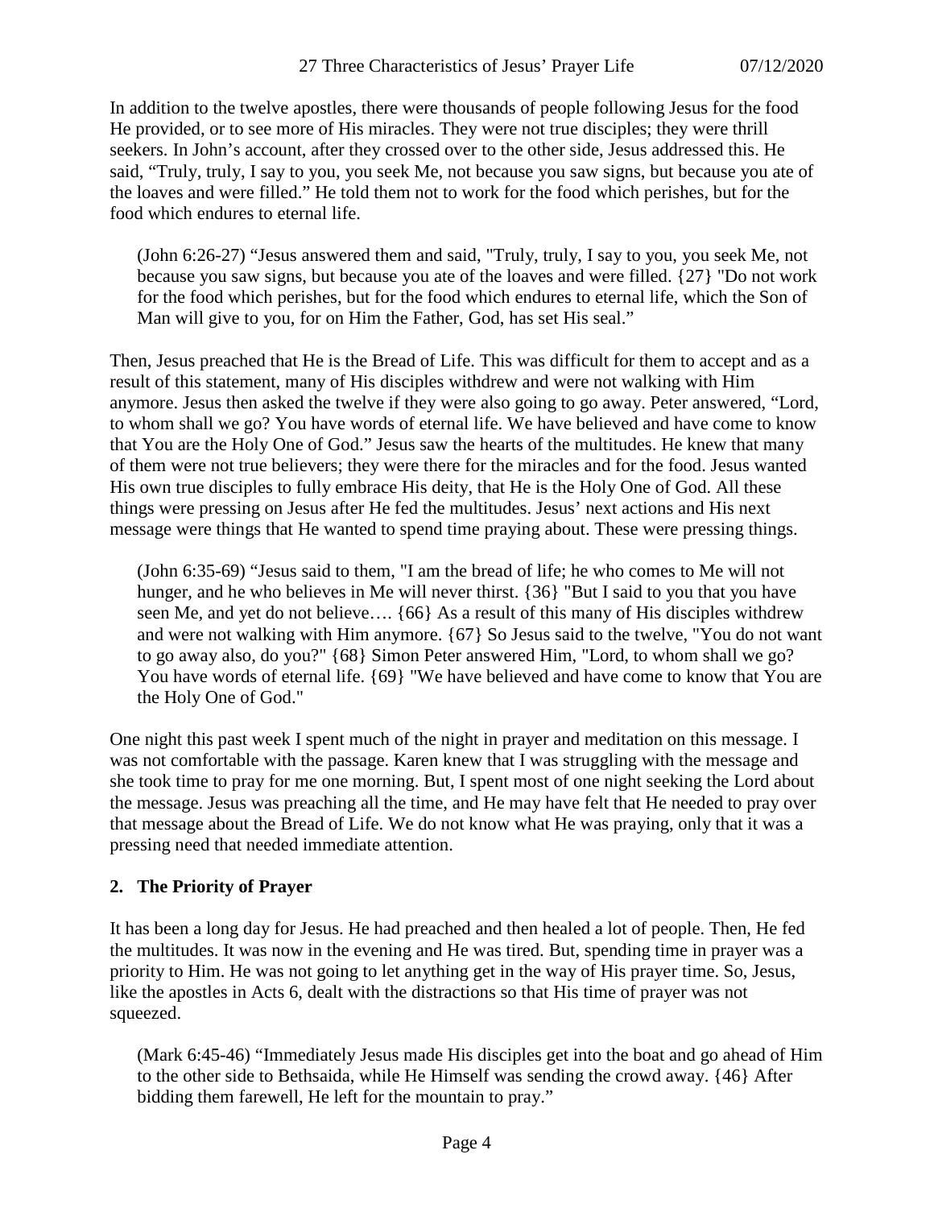In addition to the twelve apostles, there were thousands of people following Jesus for the food He provided, or to see more of His miracles. They were not true disciples; they were thrill seekers. In John's account, after they crossed over to the other side, Jesus addressed this. He said, "Truly, truly, I say to you, you seek Me, not because you saw signs, but because you ate of the loaves and were filled." He told them not to work for the food which perishes, but for the food which endures to eternal life.

> (John 6:26-27) "Jesus answered them and said, "Truly, truly, I say to you, you seek Me, not because you saw signs, but because you ate of the loaves and were filled. {27} "Do not work for the food which perishes, but for the food which endures to eternal life, which the Son of Man will give to you, for on Him the Father, God, has set His seal."

Then, Jesus preached that He is the Bread of Life. This was difficult for them to accept and as a result of this statement, many of His disciples withdrew and were not walking with Him anymore. Jesus then asked the twelve if they were also going to go away. Peter answered, "Lord, to whom shall we go? You have words of eternal life. We have believed and have come to know that You are the Holy One of God." Jesus saw the hearts of the multitudes. He knew that many of them were not true believers; they were there for the miracles and for the food. Jesus wanted His own true disciples to fully embrace His deity, that He is the Holy One of God. All these things were pressing on Jesus after He fed the multitudes. Jesus' next actions and His next message were things that He wanted to spend time praying about. These were pressing things.

> (John 6:35-69) "Jesus said to them, "I am the bread of life; he who comes to Me will not hunger, and he who believes in Me will never thirst. {36} "But I said to you that you have seen Me, and yet do not believe…. {66} As a result of this many of His disciples withdrew and were not walking with Him anymore. {67} So Jesus said to the twelve, "You do not want to go away also, do you?" {68} Simon Peter answered Him, "Lord, to whom shall we go? You have words of eternal life. {69} "We have believed and have come to know that You are the Holy One of God."

One night this past week I spent much of the night in prayer and meditation on this message. I was not comfortable with the passage. Karen knew that I was struggling with the message and she took time to pray for me one morning. But, I spent most of one night seeking the Lord about the message. Jesus was preaching all the time, and He may have felt that He needed to pray over that message about the Bread of Life. We do not know what He was praying, only that it was a pressing need that needed immediate attention.

## 2. The Priority of Prayer

It has been a long day for Jesus. He had preached and then healed a lot of people. Then, He fed the multitudes. It was now in the evening and He was tired. But, spending time in prayer was a priority to Him. He was not going to let anything get in the way of His prayer time. So, Jesus, like the apostles in Acts 6, dealt with the distractions so that His time of prayer was not squeezed.

> (Mark 6:45-46) "Immediately Jesus made His disciples get into the boat and go ahead of Him to the other side to Bethsaida, while He Himself was sending the crowd away. {46} After bidding them farewell, He left for the mountain to pray."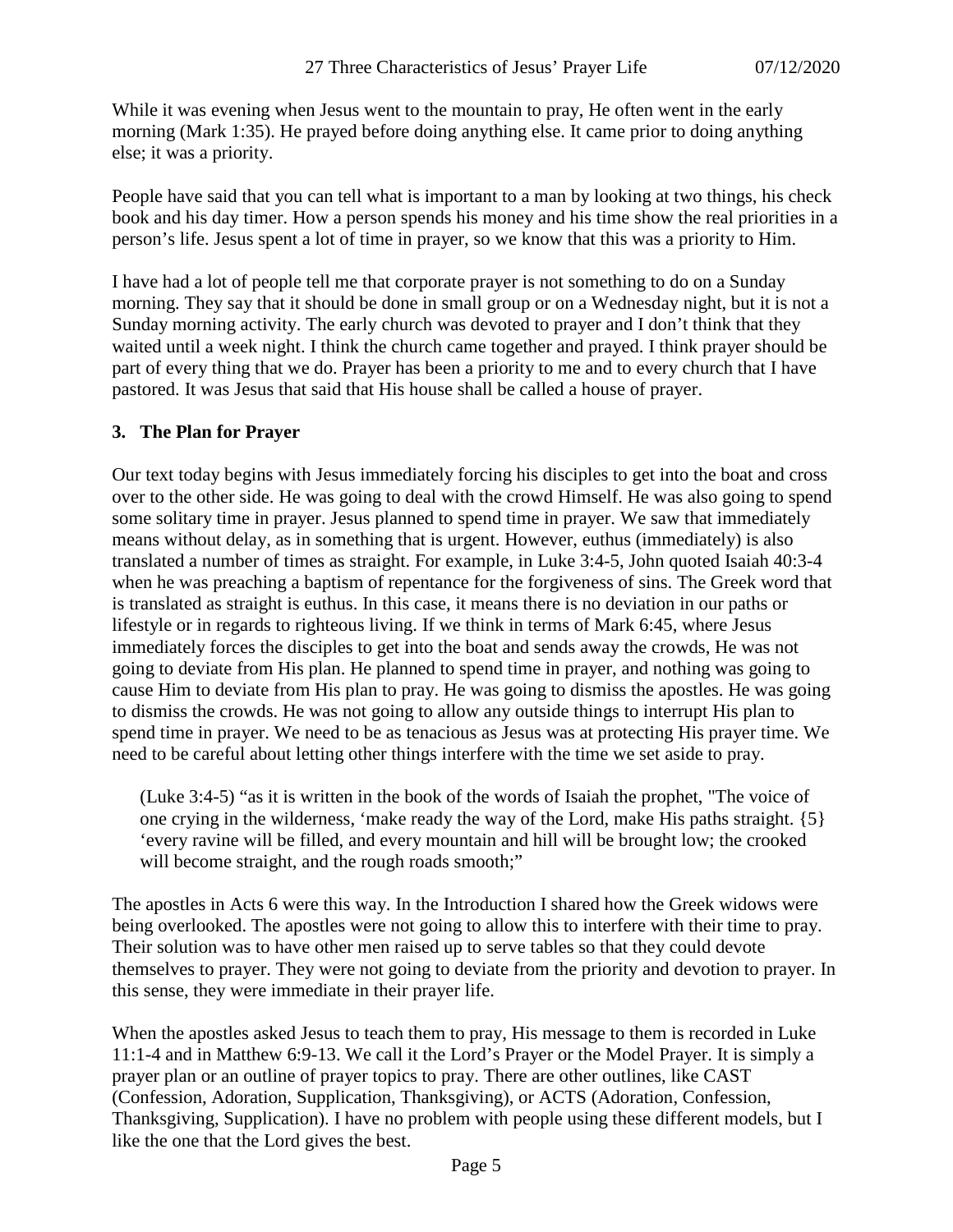While it was evening when Jesus went to the mountain to pray, He often went in the early morning (Mark 1:35). He prayed before doing anything else. It came prior to doing anything else; it was a priority.

People have said that you can tell what is important to a man by looking at two things, his check book and his day timer. How a person spends his money and his time show the real priorities in a person's life. Jesus spent a lot of time in prayer, so we know that this was a priority to Him.

I have had a lot of people tell me that corporate prayer is not something to do on a Sunday morning. They say that it should be done in small group or on a Wednesday night, but it is not a Sunday morning activity. The early church was devoted to prayer and I don't think that they waited until a week night. I think the church came together and prayed. I think prayer should be part of every thing that we do. Prayer has been a priority to me and to every church that I have pastored. It was Jesus that said that His house shall be called a house of prayer.

**3. The Plan for Prayer**

Our text today begins with Jesus immediately forcing his disciples to get into the boat and cross over to the other side. He was going to deal with the crowd Himself. He was also going to spend some solitary time in prayer. Jesus planned to spend time in prayer. We saw that immediately means without delay, as in something that is urgent. However, euthus (immediately) is also translated a number of times as straight. For example, in Luke 3:4-5, John quoted Isaiah 40:3-4 when he was preaching a baptism of repentance for the forgiveness of sins. The Greek word that is translated as straight is euthus. In this case, it means there is no deviation in our paths or lifestyle or in regards to righteous living. If we think in terms of Mark 6:45, where Jesus immediately forces the disciples to get into the boat and sends away the crowds, He was not going to deviate from His plan. He planned to spend time in prayer, and nothing was going to cause Him to deviate from His plan to pray. He was going to dismiss the apostles. He was going to dismiss the crowds. He was not going to allow any outside things to interrupt His plan to spend time in prayer. We need to be as tenacious as Jesus was at protecting His prayer time. We need to be careful about letting other things interfere with the time we set aside to pray.

> (Luke 3:4-5) "as it is written in the book of the words of Isaiah the prophet, "The voice of one crying in the wilderness, 'make ready the way of the Lord, make His paths straight. {5} 'every ravine will be filled, and every mountain and hill will be brought low; the crooked will become straight, and the rough roads smooth;"

The apostles in Acts 6 were this way. In the Introduction I shared how the Greek widows were being overlooked. The apostles were not going to allow this to interfere with their time to pray. Their solution was to have other men raised up to serve tables so that they could devote themselves to prayer. They were not going to deviate from the priority and devotion to prayer. In this sense, they were immediate in their prayer life.

When the apostles asked Jesus to teach them to pray, His message to them is recorded in Luke 11:1-4 and in Matthew 6:9-13. We call it the Lord's Prayer or the Model Prayer. It is simply a prayer plan or an outline of prayer topics to pray. There are other outlines, like CAST (Confession, Adoration, Supplication, Thanksgiving), or ACTS (Adoration, Confession, Thanksgiving, Supplication). I have no problem with people using these different models, but I like the one that the Lord gives the best.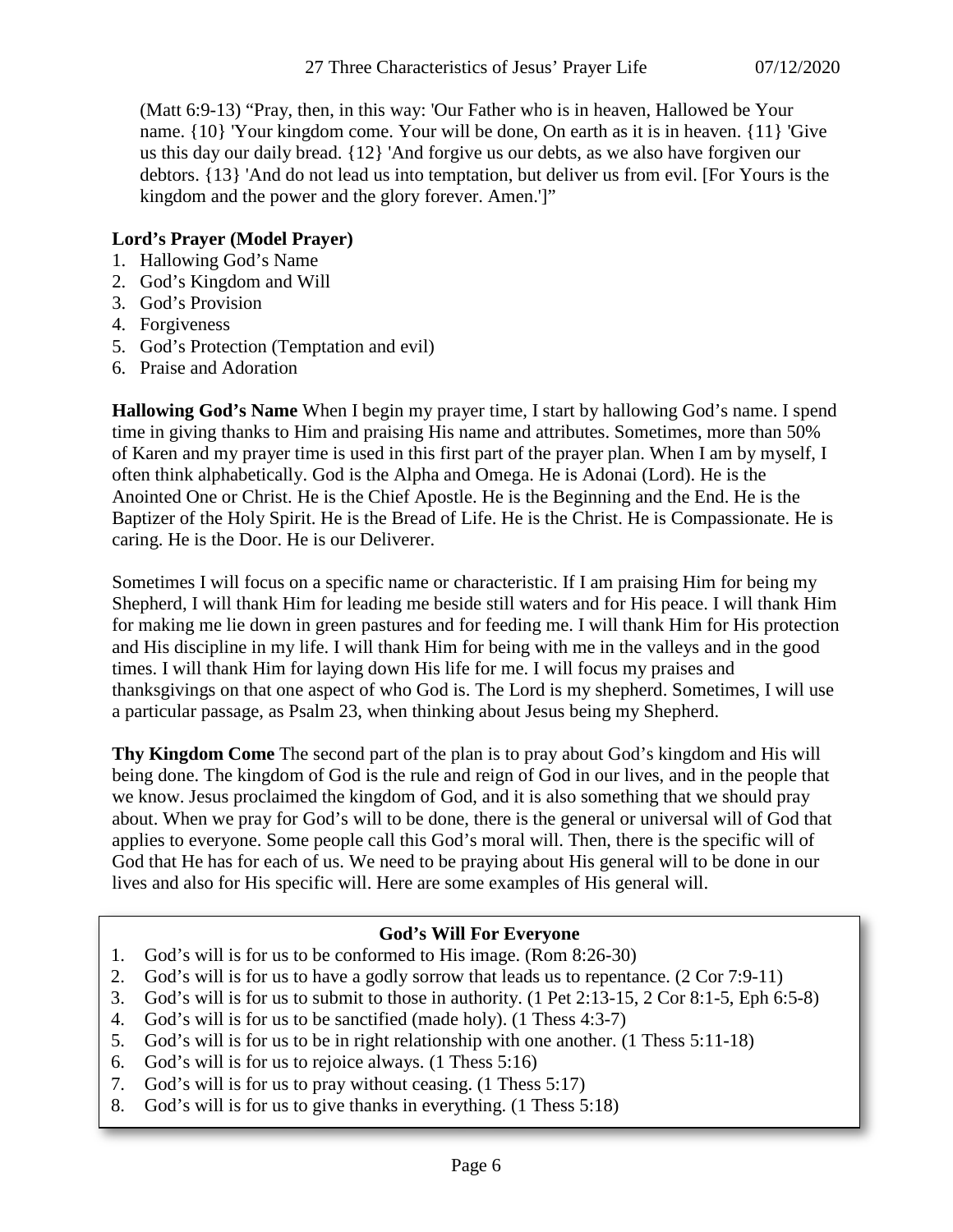(Matt 6:9-13) “Pray, then, in this way: 'Our Father who is in heaven, Hallowed be Your name. {10} 'Your kingdom come. Your will be done, On earth as it is in heaven. {11} 'Give us this day our daily bread. {12} 'And forgive us our debts, as we also have forgiven our debtors. {13} 'And do not lead us into temptation, but deliver us from evil. [For Yours is the kingdom and the power and the glory forever. Amen.']”

**Lord’s Prayer (Model Prayer)**

1. Hallowing God’s Name
2. God’s Kingdom and Will
3. God’s Provision
4. Forgiveness
5. God’s Protection (Temptation and evil)
6. Praise and Adoration

**Hallowing God’s Name** When I begin my prayer time, I start by hallowing God’s name. I spend time in giving thanks to Him and praising His name and attributes. Sometimes, more than 50% of Karen and my prayer time is used in this first part of the prayer plan. When I am by myself, I often think alphabetically. God is the Alpha and Omega. He is Adonai (Lord). He is the Anointed One or Christ. He is the Chief Apostle. He is the Beginning and the End. He is the Baptizer of the Holy Spirit. He is the Bread of Life. He is the Christ. He is Compassionate. He is caring. He is the Door. He is our Deliverer.

Sometimes I will focus on a specific name or characteristic. If I am praising Him for being my Shepherd, I will thank Him for leading me beside still waters and for His peace. I will thank Him for making me lie down in green pastures and for feeding me. I will thank Him for His protection and His discipline in my life. I will thank Him for being with me in the valleys and in the good times. I will thank Him for laying down His life for me. I will focus my praises and thanksgivings on that one aspect of who God is. The Lord is my shepherd. Sometimes, I will use a particular passage, as Psalm 23, when thinking about Jesus being my Shepherd.

**Thy Kingdom Come** The second part of the plan is to pray about God’s kingdom and His will being done. The kingdom of God is the rule and reign of God in our lives, and in the people that we know. Jesus proclaimed the kingdom of God, and it is also something that we should pray about. When we pray for God’s will to be done, there is the general or universal will of God that applies to everyone. Some people call this God’s moral will. Then, there is the specific will of God that He has for each of us. We need to be praying about His general will to be done in our lives and also for His specific will. Here are some examples of His general will.

**God’s Will For Everyone**

1. God’s will is for us to be conformed to His image. (Rom 8:26-30)
2. God’s will is for us to have a godly sorrow that leads us to repentance. (2 Cor 7:9-11)
3. God’s will is for us to submit to those in authority. (1 Pet 2:13-15, 2 Cor 8:1-5, Eph 6:5-8)
4. God’s will is for us to be sanctified (made holy). (1 Thess 4:3-7)
5. God’s will is for us to be in right relationship with one another. (1 Thess 5:11-18)
6. God’s will is for us to rejoice always. (1 Thess 5:16)
7. God’s will is for us to pray without ceasing. (1 Thess 5:17)
8. God’s will is for us to give thanks in everything. (1 Thess 5:18)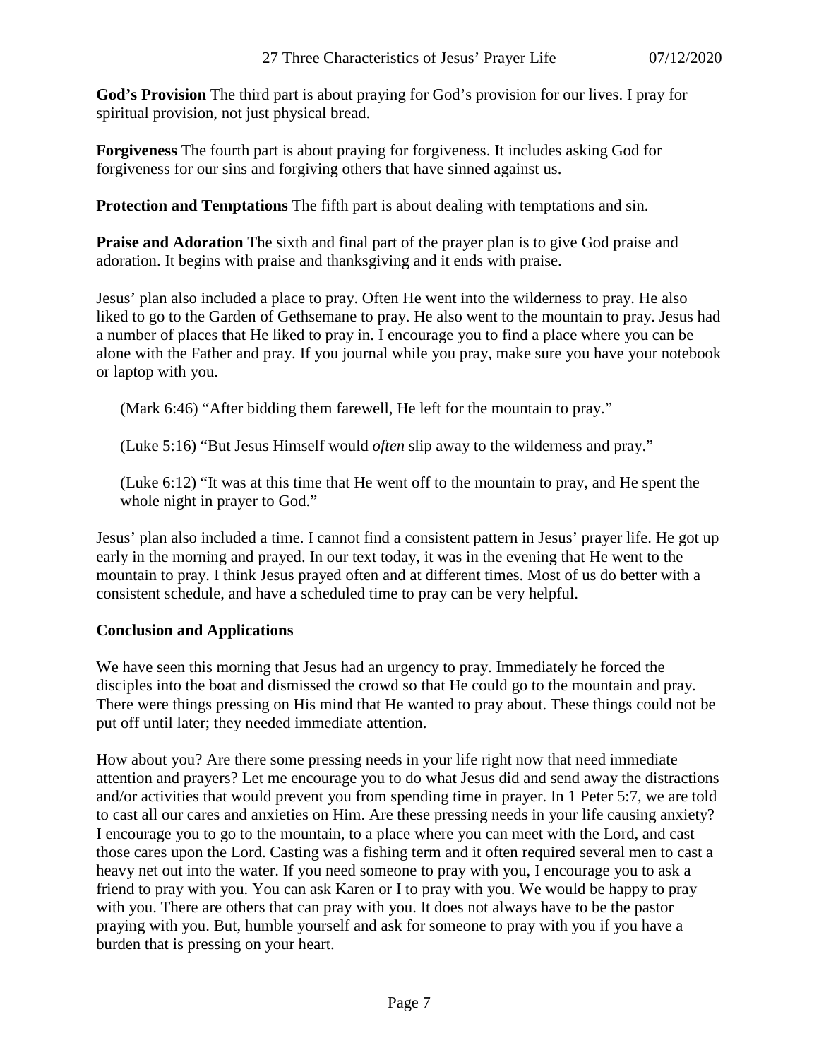**God's Provision** The third part is about praying for God's provision for our lives. I pray for spiritual provision, not just physical bread.

**Forgiveness** The fourth part is about praying for forgiveness. It includes asking God for forgiveness for our sins and forgiving others that have sinned against us.

**Protection and Temptations** The fifth part is about dealing with temptations and sin.

**Praise and Adoration** The sixth and final part of the prayer plan is to give God praise and adoration. It begins with praise and thanksgiving and it ends with praise.

Jesus' plan also included a place to pray. Often He went into the wilderness to pray. He also liked to go to the Garden of Gethsemane to pray. He also went to the mountain to pray. Jesus had a number of places that He liked to pray in. I encourage you to find a place where you can be alone with the Father and pray. If you journal while you pray, make sure you have your notebook or laptop with you.

> (Mark 6:46) "After bidding them farewell, He left for the mountain to pray."
>
> (Luke 5:16) "But Jesus Himself would *often* slip away to the wilderness and pray."
>
> (Luke 6:12) "It was at this time that He went off to the mountain to pray, and He spent the whole night in prayer to God."

Jesus' plan also included a time. I cannot find a consistent pattern in Jesus' prayer life. He got up early in the morning and prayed. In our text today, it was in the evening that He went to the mountain to pray. I think Jesus prayed often and at different times. Most of us do better with a consistent schedule, and have a scheduled time to pray can be very helpful.

**Conclusion and Applications**

We have seen this morning that Jesus had an urgency to pray. Immediately he forced the disciples into the boat and dismissed the crowd so that He could go to the mountain and pray. There were things pressing on His mind that He wanted to pray about. These things could not be put off until later; they needed immediate attention.

How about you? Are there some pressing needs in your life right now that need immediate attention and prayers? Let me encourage you to do what Jesus did and send away the distractions and/or activities that would prevent you from spending time in prayer. In 1 Peter 5:7, we are told to cast all our cares and anxieties on Him. Are these pressing needs in your life causing anxiety? I encourage you to go to the mountain, to a place where you can meet with the Lord, and cast those cares upon the Lord. Casting was a fishing term and it often required several men to cast a heavy net out into the water. If you need someone to pray with you, I encourage you to ask a friend to pray with you. You can ask Karen or I to pray with you. We would be happy to pray with you. There are others that can pray with you. It does not always have to be the pastor praying with you. But, humble yourself and ask for someone to pray with you if you have a burden that is pressing on your heart.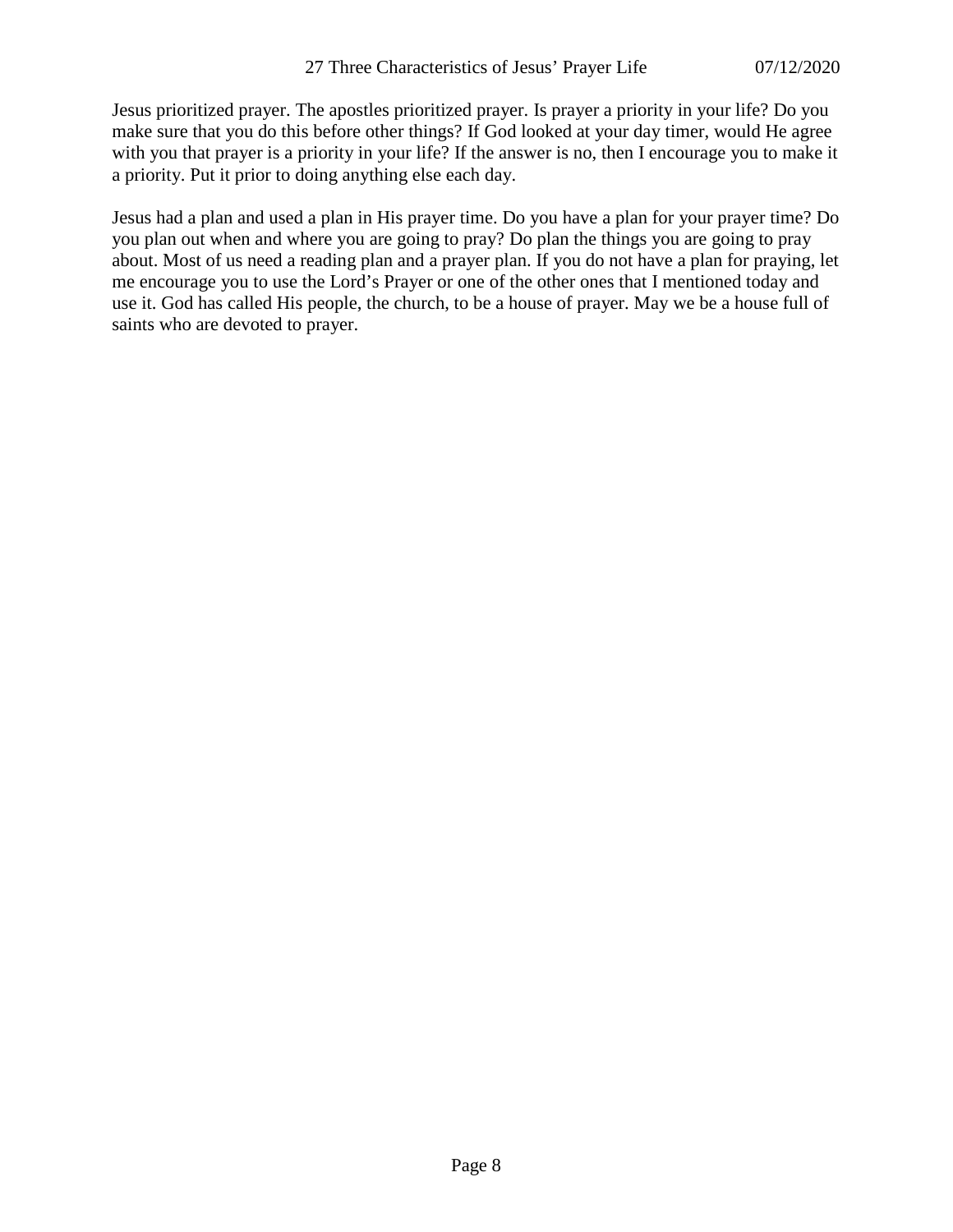Jesus prioritized prayer. The apostles prioritized prayer. Is prayer a priority in your life? Do you make sure that you do this before other things? If God looked at your day timer, would He agree with you that prayer is a priority in your life? If the answer is no, then I encourage you to make it a priority. Put it prior to doing anything else each day.

Jesus had a plan and used a plan in His prayer time. Do you have a plan for your prayer time? Do you plan out when and where you are going to pray? Do plan the things you are going to pray about. Most of us need a reading plan and a prayer plan. If you do not have a plan for praying, let me encourage you to use the Lord's Prayer or one of the other ones that I mentioned today and use it. God has called His people, the church, to be a house of prayer. May we be a house full of saints who are devoted to prayer.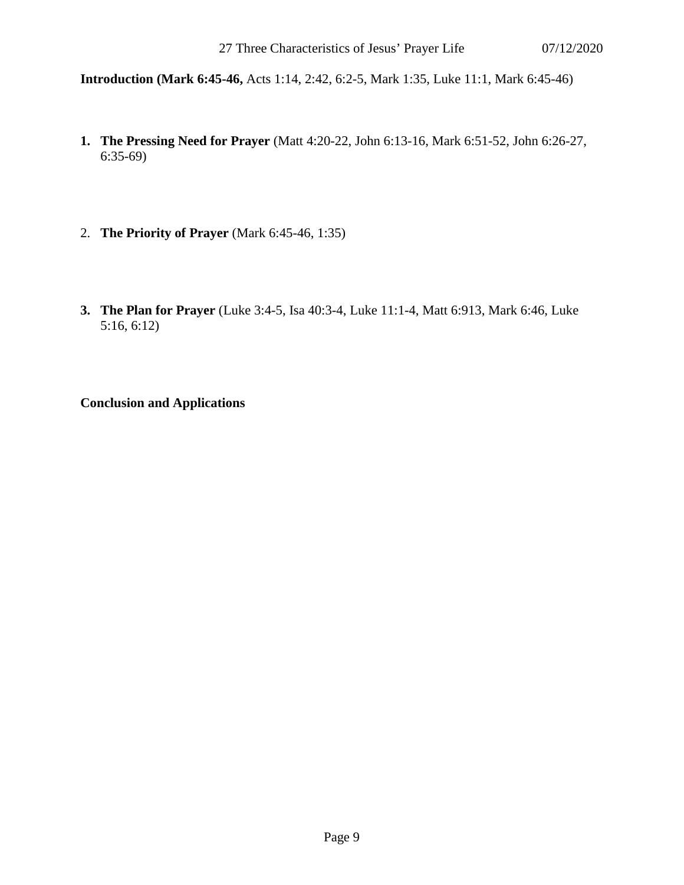27 Three Characteristics of Jesus' Prayer Life 07/12/2020

**Introduction (Mark 6:45-46,** Acts 1:14, 2:42, 6:2-5, Mark 1:35, Luke 11:1, Mark 6:45-46)

1. **The Pressing Need for Prayer** (Matt 4:20-22, John 6:13-16, Mark 6:51-52, John 6:26-27, 6:35-69)

2. **The Priority of Prayer** (Mark 6:45-46, 1:35)

3. **The Plan for Prayer** (Luke 3:4-5, Isa 40:3-4, Luke 11:1-4, Matt 6:913, Mark 6:46, Luke 5:16, 6:12)

**Conclusion and Applications**